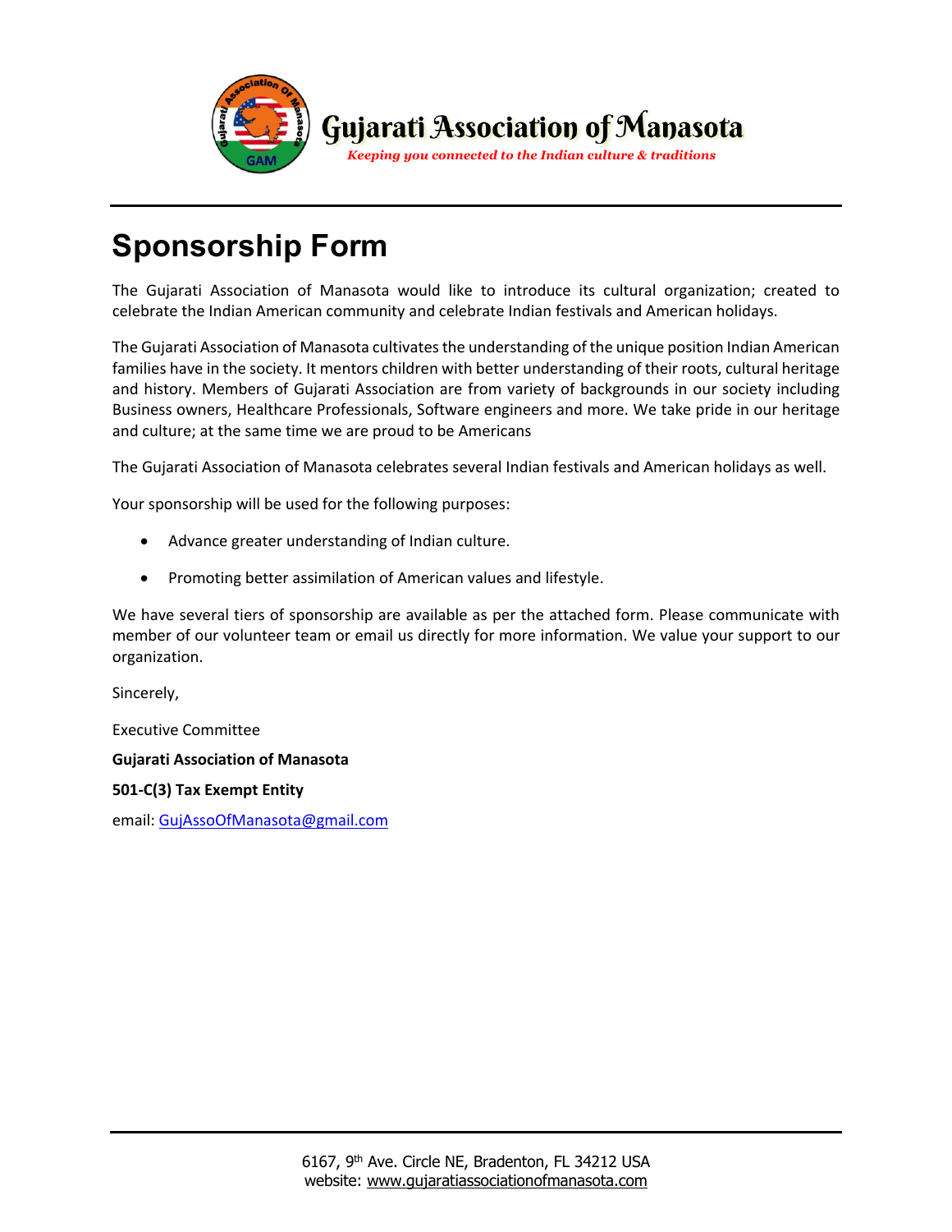# Gujarati Association of Manasota

***Keeping you connected to the Indian culture & traditions***

## Sponsorship Form

The Gujarati Association of Manasota would like to introduce its cultural organization; created to celebrate the Indian American community and celebrate Indian festivals and American holidays.

The Gujarati Association of Manasota cultivates the understanding of the unique position Indian American families have in the society. It mentors children with better understanding of their roots, cultural heritage and history. Members of Gujarati Association are from variety of backgrounds in our society including Business owners, Healthcare Professionals, Software engineers and more. We take pride in our heritage and culture; at the same time we are proud to be Americans

The Gujarati Association of Manasota celebrates several Indian festivals and American holidays as well.

Your sponsorship will be used for the following purposes:

- Advance greater understanding of Indian culture.
- Promoting better assimilation of American values and lifestyle.

We have several tiers of sponsorship are available as per the attached form. Please communicate with member of our volunteer team or email us directly for more information. We value your support to our organization.

Sincerely,

Executive Committee

**Gujarati Association of Manasota**

**501-C(3) Tax Exempt Entity**

email: GujAssoOfManasota@gmail.com

6167, 9th Ave. Circle NE, Bradenton, FL 34212 USA
website: www.gujaratiassociationofmanasota.com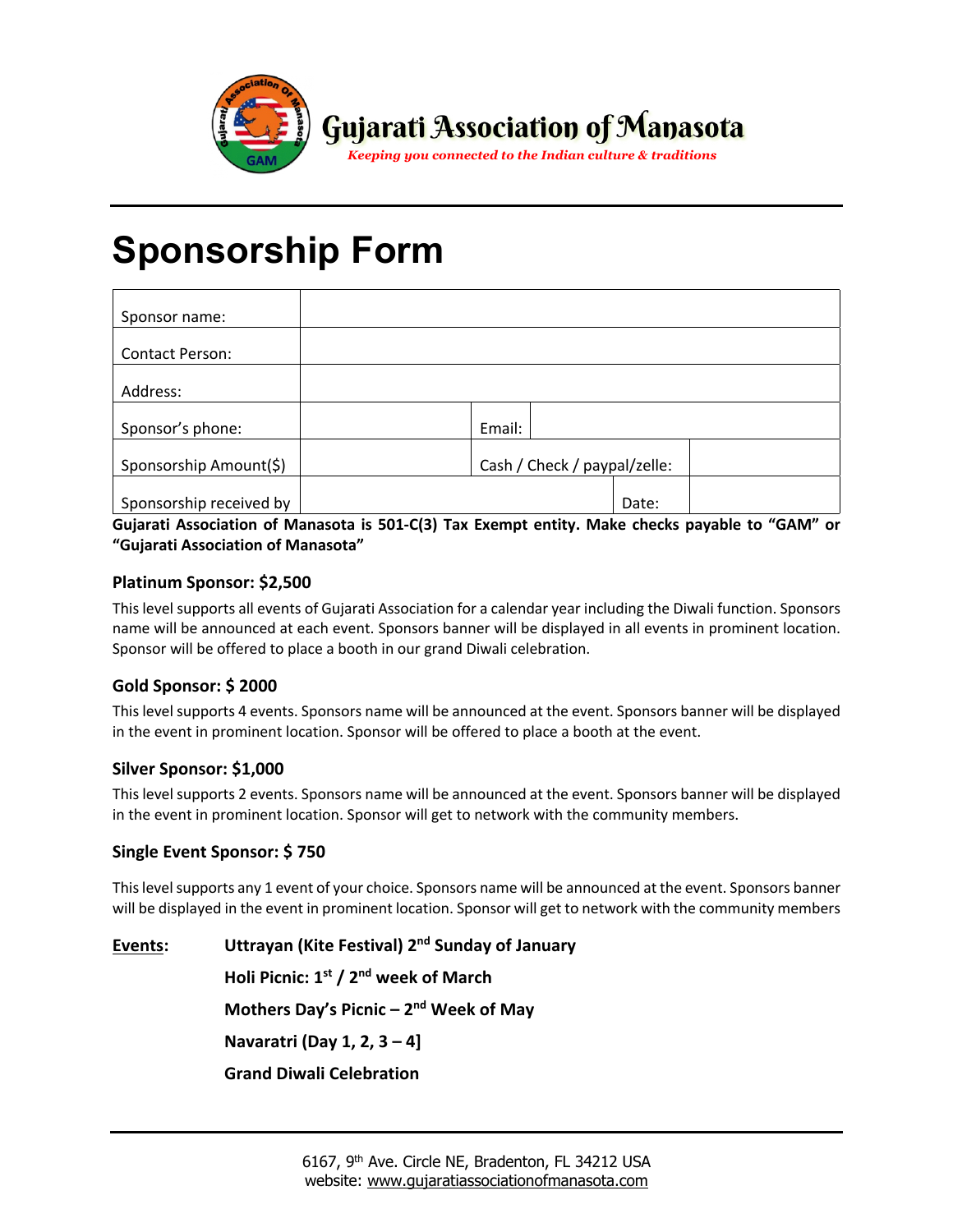# Gujarati Association of Manasota

*Keeping you connected to the Indian culture & traditions*

## Sponsorship Form

| | | | | |
|---|---|---|---|---|
| Sponsor name: | | | | |
| Contact Person: | | | | |
| Address: | | | | |
| Sponsor's phone: | | Email: | | |
| Sponsorship Amount($) | | Cash / Check / paypal/zelle: | | |
| Sponsorship received by | | | Date: | |

**Gujarati Association of Manasota is 501-C(3) Tax Exempt entity. Make checks payable to "GAM" or "Gujarati Association of Manasota"**

### Platinum Sponsor: $2,500

This level supports all events of Gujarati Association for a calendar year including the Diwali function. Sponsors name will be announced at each event. Sponsors banner will be displayed in all events in prominent location. Sponsor will be offered to place a booth in our grand Diwali celebration.

### Gold Sponsor: $ 2000

This level supports 4 events. Sponsors name will be announced at the event. Sponsors banner will be displayed in the event in prominent location. Sponsor will be offered to place a booth at the event.

### Silver Sponsor: $1,000

This level supports 2 events. Sponsors name will be announced at the event. Sponsors banner will be displayed in the event in prominent location. Sponsor will get to network with the community members.

### Single Event Sponsor: $ 750

This level supports any 1 event of your choice. Sponsors name will be announced at the event. Sponsors banner will be displayed in the event in prominent location. Sponsor will get to network with the community members

**Events:**

- **Uttrayan (Kite Festival) 2nd Sunday of January**
- **Holi Picnic: 1st / 2nd week of March**
- **Mothers Day's Picnic – 2nd Week of May**
- **Navaratri (Day 1, 2, 3 – 4]**
- **Grand Diwali Celebration**

6167, 9th Ave. Circle NE, Bradenton, FL 34212 USA
website: www.gujaratiassociationofmanasota.com